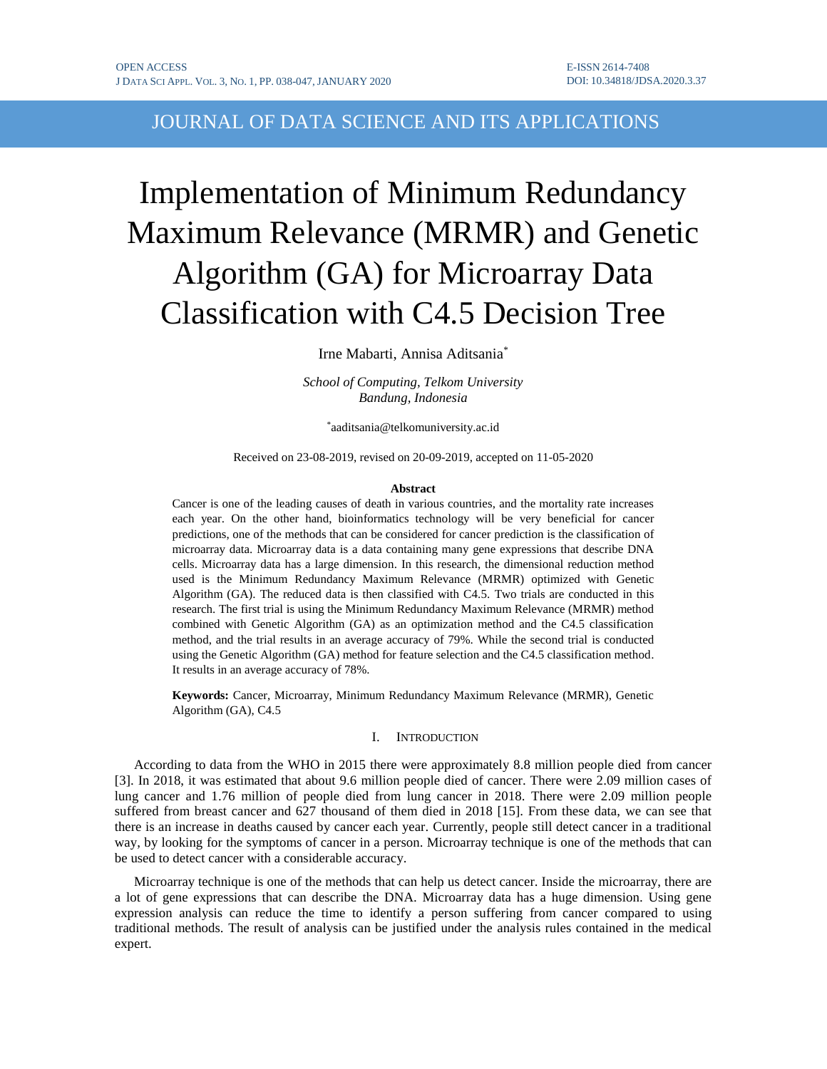# Implementation of Minimum Redundancy Maximum Relevance (MRMR) and Genetic Algorithm (GA) for Microarray Data Classification with C4.5 Decision Tree

Irne Mabarti, Annisa Aditsania*

*School of Computing, Telkom University*
*Bandung, Indonesia*

*aaditsania@telkomuniversity.ac.id

Received on 23-08-2019, revised on 20-09-2019, accepted on 11-05-2020

### Abstract

Cancer is one of the leading causes of death in various countries, and the mortality rate increases each year. On the other hand, bioinformatics technology will be very beneficial for cancer predictions, one of the methods that can be considered for cancer prediction is the classification of microarray data. Microarray data is a data containing many gene expressions that describe DNA cells. Microarray data has a large dimension. In this research, the dimensional reduction method used is the Minimum Redundancy Maximum Relevance (MRMR) optimized with Genetic Algorithm (GA). The reduced data is then classified with C4.5. Two trials are conducted in this research. The first trial is using the Minimum Redundancy Maximum Relevance (MRMR) method combined with Genetic Algorithm (GA) as an optimization method and the C4.5 classification method, and the trial results in an average accuracy of 79%. While the second trial is conducted using the Genetic Algorithm (GA) method for feature selection and the C4.5 classification method. It results in an average accuracy of 78%.

**Keywords:** Cancer, Microarray, Minimum Redundancy Maximum Relevance (MRMR), Genetic Algorithm (GA), C4.5

## I. Introduction

According to data from the WHO in 2015 there were approximately 8.8 million people died from cancer [3]. In 2018, it was estimated that about 9.6 million people died of cancer. There were 2.09 million cases of lung cancer and 1.76 million of people died from lung cancer in 2018. There were 2.09 million people suffered from breast cancer and 627 thousand of them died in 2018 [15]. From these data, we can see that there is an increase in deaths caused by cancer each year. Currently, people still detect cancer in a traditional way, by looking for the symptoms of cancer in a person. Microarray technique is one of the methods that can be used to detect cancer with a considerable accuracy.

Microarray technique is one of the methods that can help us detect cancer. Inside the microarray, there are a lot of gene expressions that can describe the DNA. Microarray data has a huge dimension. Using gene expression analysis can reduce the time to identify a person suffering from cancer compared to using traditional methods. The result of analysis can be justified under the analysis rules contained in the medical expert.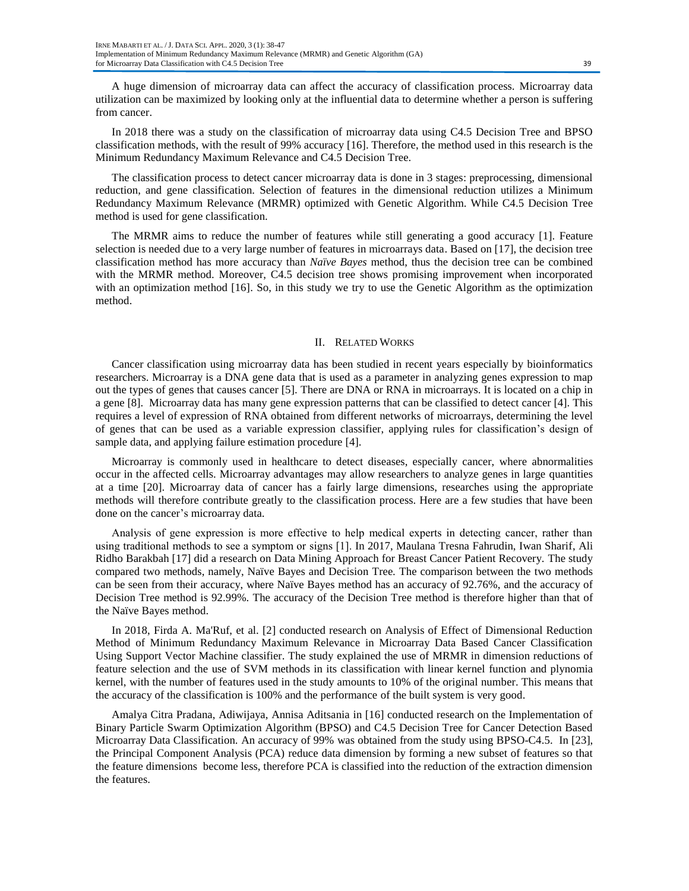A huge dimension of microarray data can affect the accuracy of classification process. Microarray data utilization can be maximized by looking only at the influential data to determine whether a person is suffering from cancer.

In 2018 there was a study on the classification of microarray data using C4.5 Decision Tree and BPSO classification methods, with the result of 99% accuracy [16]. Therefore, the method used in this research is the Minimum Redundancy Maximum Relevance and C4.5 Decision Tree.

The classification process to detect cancer microarray data is done in 3 stages: preprocessing, dimensional reduction, and gene classification. Selection of features in the dimensional reduction utilizes a Minimum Redundancy Maximum Relevance (MRMR) optimized with Genetic Algorithm. While C4.5 Decision Tree method is used for gene classification.

The MRMR aims to reduce the number of features while still generating a good accuracy [1]. Feature selection is needed due to a very large number of features in microarrays data. Based on [17], the decision tree classification method has more accuracy than *Naïve Bayes* method, thus the decision tree can be combined with the MRMR method. Moreover, C4.5 decision tree shows promising improvement when incorporated with an optimization method [16]. So, in this study we try to use the Genetic Algorithm as the optimization method.

## II. RELATED WORKS

Cancer classification using microarray data has been studied in recent years especially by bioinformatics researchers. Microarray is a DNA gene data that is used as a parameter in analyzing genes expression to map out the types of genes that causes cancer [5]. There are DNA or RNA in microarrays. It is located on a chip in a gene [8]. Microarray data has many gene expression patterns that can be classified to detect cancer [4]. This requires a level of expression of RNA obtained from different networks of microarrays, determining the level of genes that can be used as a variable expression classifier, applying rules for classification's design of sample data, and applying failure estimation procedure [4].

Microarray is commonly used in healthcare to detect diseases, especially cancer, where abnormalities occur in the affected cells. Microarray advantages may allow researchers to analyze genes in large quantities at a time [20]. Microarray data of cancer has a fairly large dimensions, researches using the appropriate methods will therefore contribute greatly to the classification process. Here are a few studies that have been done on the cancer's microarray data.

Analysis of gene expression is more effective to help medical experts in detecting cancer, rather than using traditional methods to see a symptom or signs [1]. In 2017, Maulana Tresna Fahrudin, Iwan Sharif, Ali Ridho Barakbah [17] did a research on Data Mining Approach for Breast Cancer Patient Recovery. The study compared two methods, namely, Naïve Bayes and Decision Tree. The comparison between the two methods can be seen from their accuracy, where Naïve Bayes method has an accuracy of 92.76%, and the accuracy of Decision Tree method is 92.99%. The accuracy of the Decision Tree method is therefore higher than that of the Naïve Bayes method.

In 2018, Firda A. Ma'Ruf, et al. [2] conducted research on Analysis of Effect of Dimensional Reduction Method of Minimum Redundancy Maximum Relevance in Microarray Data Based Cancer Classification Using Support Vector Machine classifier. The study explained the use of MRMR in dimension reductions of feature selection and the use of SVM methods in its classification with linear kernel function and plynomia kernel, with the number of features used in the study amounts to 10% of the original number. This means that the accuracy of the classification is 100% and the performance of the built system is very good.

Amalya Citra Pradana, Adiwijaya, Annisa Aditsania in [16] conducted research on the Implementation of Binary Particle Swarm Optimization Algorithm (BPSO) and C4.5 Decision Tree for Cancer Detection Based Microarray Data Classification. An accuracy of 99% was obtained from the study using BPSO-C4.5. In [23], the Principal Component Analysis (PCA) reduce data dimension by forming a new subset of features so that the feature dimensions become less, therefore PCA is classified into the reduction of the extraction dimension the features.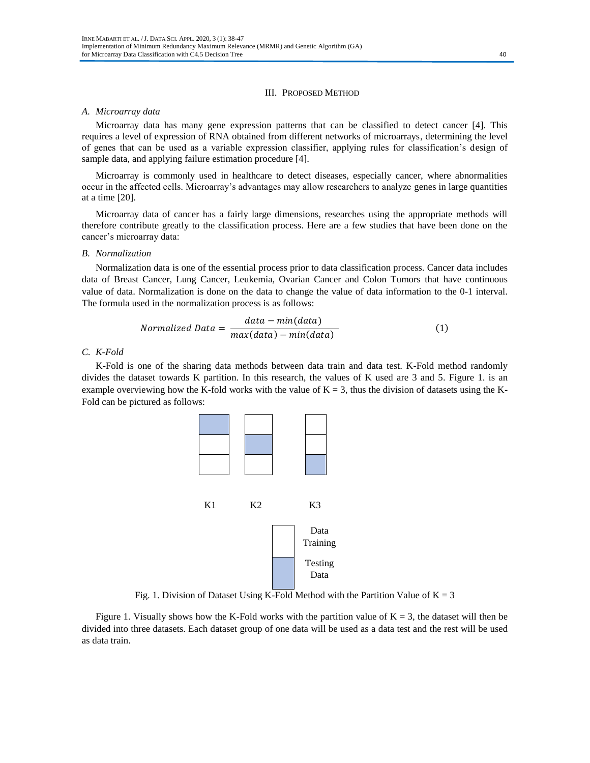## III. Proposed Method

### A. Microarray data

Microarray data has many gene expression patterns that can be classified to detect cancer [4]. This requires a level of expression of RNA obtained from different networks of microarrays, determining the level of genes that can be used as a variable expression classifier, applying rules for classification's design of sample data, and applying failure estimation procedure [4].

Microarray is commonly used in healthcare to detect diseases, especially cancer, where abnormalities occur in the affected cells. Microarray's advantages may allow researchers to analyze genes in large quantities at a time [20].

Microarray data of cancer has a fairly large dimensions, researches using the appropriate methods will therefore contribute greatly to the classification process. Here are a few studies that have been done on the cancer's microarray data:

### B. Normalization

Normalization data is one of the essential process prior to data classification process. Cancer data includes data of Breast Cancer, Lung Cancer, Leukemia, Ovarian Cancer and Colon Tumors that have continuous value of data. Normalization is done on the data to change the value of data information to the 0-1 interval. The formula used in the normalization process is as follows:

$$Normalized\ Data = \frac{data - min(data)}{max(data) - min(data)} \tag{1}$$

### C. K-Fold

K-Fold is one of the sharing data methods between data train and data test. K-Fold method randomly divides the dataset towards K partition. In this research, the values of K used are 3 and 5. Figure 1. is an example overviewing how the K-fold works with the value of K = 3, thus the division of datasets using the K-Fold can be pictured as follows:

K1 K2 K3

Data Training

Testing Data

Fig. 1. Division of Dataset Using K-Fold Method with the Partition Value of K = 3

Figure 1. Visually shows how the K-Fold works with the partition value of K = 3, the dataset will then be divided into three datasets. Each dataset group of one data will be used as a data test and the rest will be used as data train.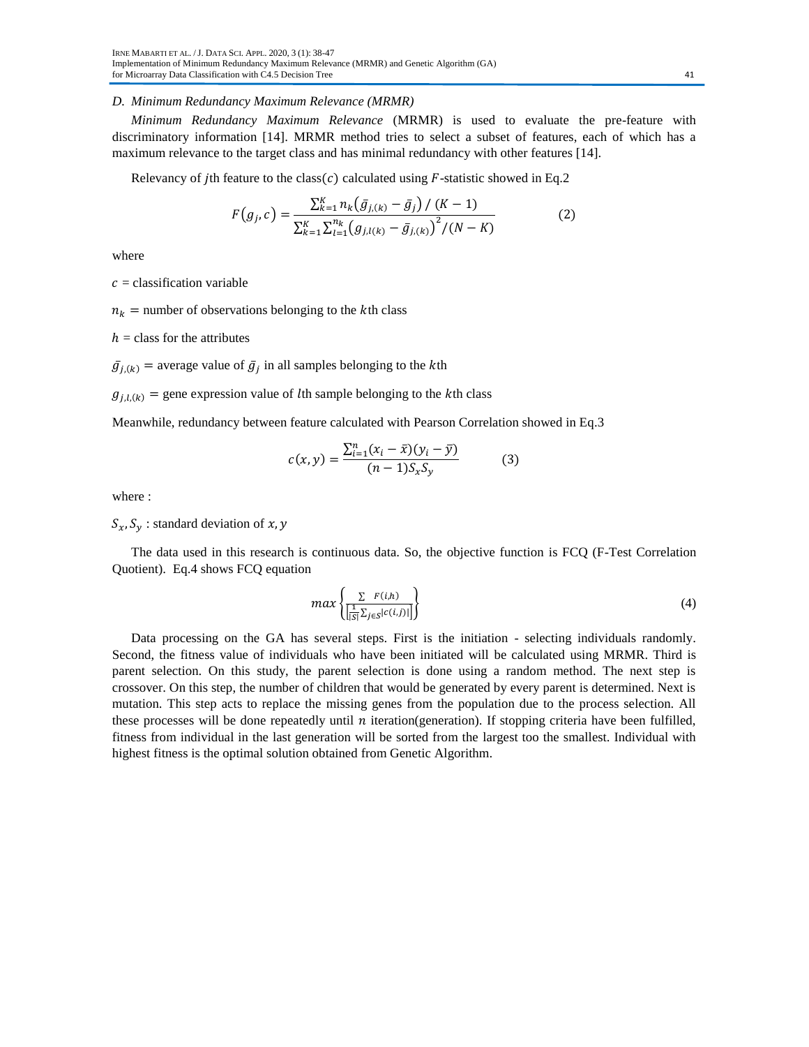### D. *Minimum Redundancy Maximum Relevance (MRMR)*

*Minimum Redundancy Maximum Relevance* (MRMR) is used to evaluate the pre-feature with discriminatory information [14]. MRMR method tries to select a subset of features, each of which has a maximum relevance to the target class and has minimal redundancy with other features [14].

Relevancy of $j$th feature to the class$(c)$ calculated using $F$-statistic showed in Eq.2

$$F(g_j, c) = \frac{\sum_{k=1}^{K} n_k(\bar{g}_{j,(k)} - \bar{g}_j) \,/\, (K-1)}{\sum_{k=1}^{K} \sum_{l=1}^{n_k} (g_{j,l(k)} - \bar{g}_{j,(k)})^2 / (N-K)} \qquad (2)$$

where

$c$ = classification variable

$n_k$ = number of observations belonging to the $k$th class

$h$ = class for the attributes

$\bar{g}_{j,(k)}$ = average value of $\bar{g}_j$ in all samples belonging to the $k$th

$g_{j,l,(k)}$ = gene expression value of $l$th sample belonging to the $k$th class

Meanwhile, redundancy between feature calculated with Pearson Correlation showed in Eq.3

$$c(x,y) = \frac{\sum_{i=1}^{n}(x_i - \bar{x})(y_i - \bar{y})}{(n-1)S_x S_y} \qquad (3)$$

where :

$S_x, S_y$ : standard deviation of $x, y$

The data used in this research is continuous data. So, the objective function is FCQ (F-Test Correlation Quotient). Eq.4 shows FCQ equation

$$max\left\{\frac{\sum \; F(i,h)}{\left[\frac{1}{|S|}\sum_{j\in S}|c(i,j)|\right]}\right\} \qquad (4)$$

Data processing on the GA has several steps. First is the initiation - selecting individuals randomly. Second, the fitness value of individuals who have been initiated will be calculated using MRMR. Third is parent selection. On this study, the parent selection is done using a random method. The next step is crossover. On this step, the number of children that would be generated by every parent is determined. Next is mutation. This step acts to replace the missing genes from the population due to the process selection. All these processes will be done repeatedly until $n$ iteration(generation). If stopping criteria have been fulfilled, fitness from individual in the last generation will be sorted from the largest too the smallest. Individual with highest fitness is the optimal solution obtained from Genetic Algorithm.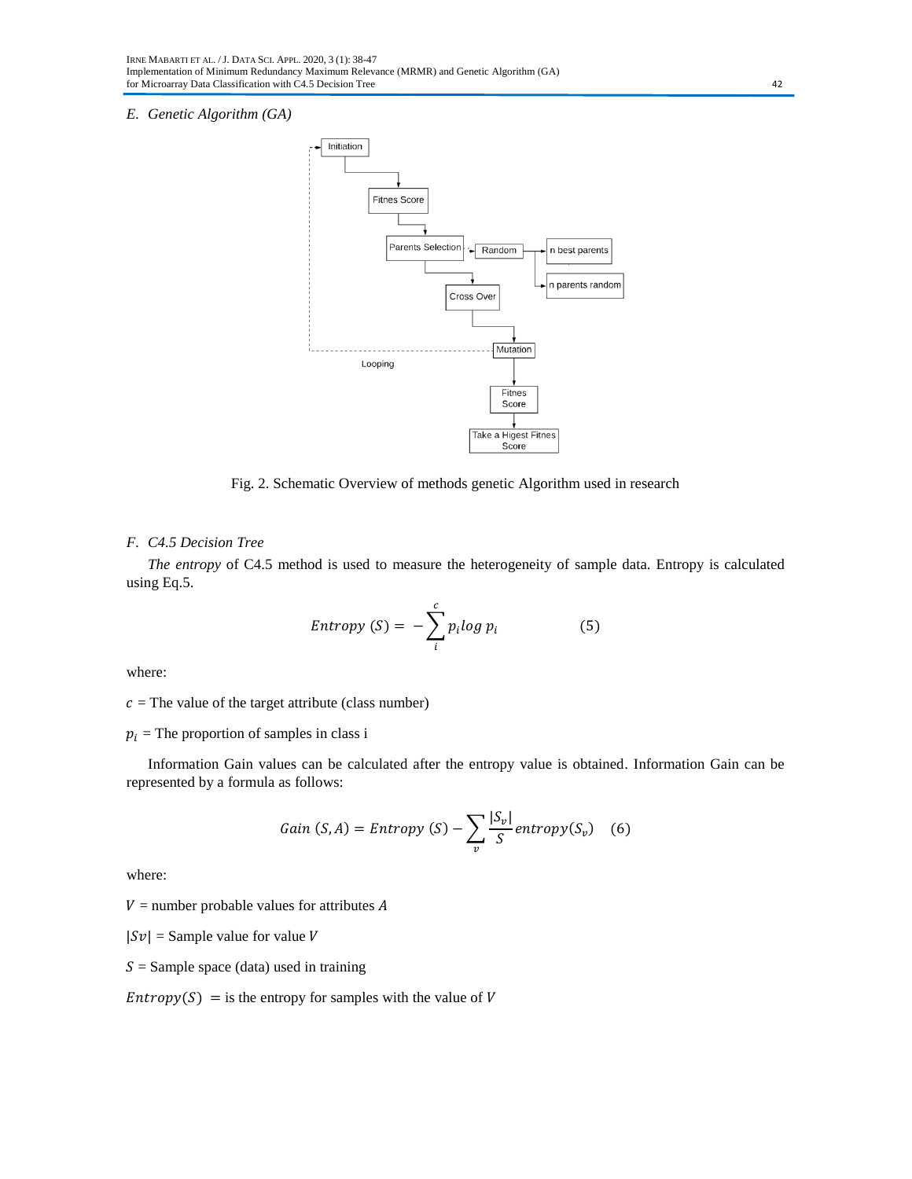### E. Genetic Algorithm (GA)

Fig. 2. Schematic Overview of methods genetic Algorithm used in research

### F. C4.5 Decision Tree

*The entropy* of C4.5 method is used to measure the heterogeneity of sample data. Entropy is calculated using Eq.5.

$$Entropy\ (S) = -\sum_{i}^{c} p_i log\ p_i \qquad (5)$$

where:

$c$ = The value of the target attribute (class number)

$p_i$ = The proportion of samples in class i

Information Gain values can be calculated after the entropy value is obtained. Information Gain can be represented by a formula as follows:

$$Gain\ (S, A) = Entropy\ (S) - \sum_{v} \frac{|S_v|}{S} entropy(S_v) \quad (6)$$

where:

$V$ = number probable values for attributes $A$

$|Sv|$ = Sample value for value $V$

$S$ = Sample space (data) used in training

$Entropy(S)$ = is the entropy for samples with the value of $V$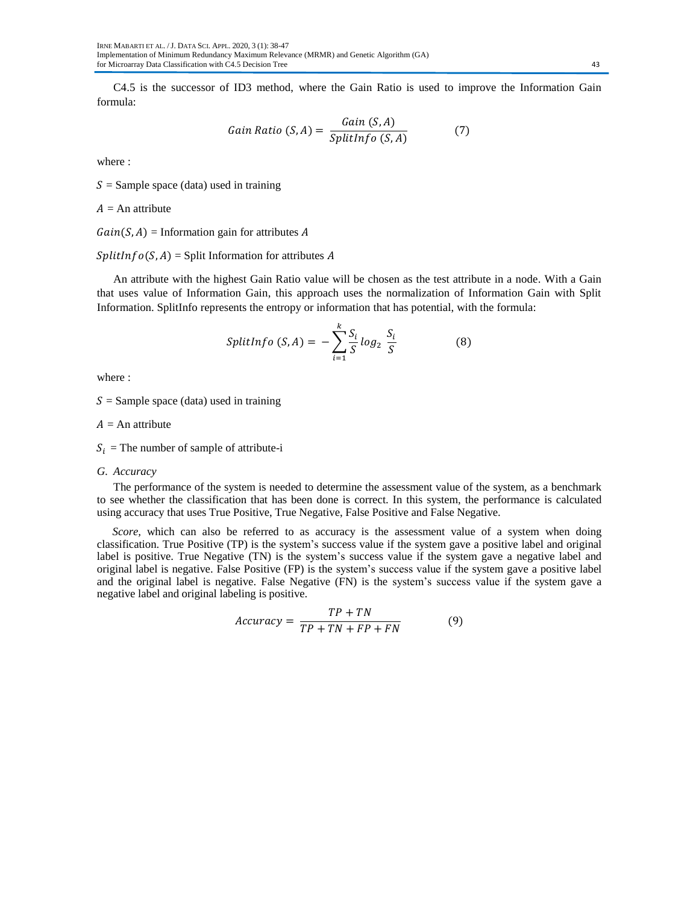C4.5 is the successor of ID3 method, where the Gain Ratio is used to improve the Information Gain formula:

$$Gain\ Ratio\ (S, A) = \frac{Gain\ (S, A)}{SplitInfo\ (S, A)} \qquad (7)$$

where :

$S$ = Sample space (data) used in training

$A$ = An attribute

$Gain(S, A)$ = Information gain for attributes $A$

$SplitInfo(S, A)$ = Split Information for attributes $A$

An attribute with the highest Gain Ratio value will be chosen as the test attribute in a node. With a Gain that uses value of Information Gain, this approach uses the normalization of Information Gain with Split Information. SplitInfo represents the entropy or information that has potential, with the formula:

$$SplitInfo\ (S, A) = -\sum_{i=1}^{k} \frac{S_i}{S} \log_2 \frac{S_i}{S} \qquad (8)$$

where :

$S$ = Sample space (data) used in training

$A$ = An attribute

$S_i$ = The number of sample of attribute-i

### G. Accuracy

The performance of the system is needed to determine the assessment value of the system, as a benchmark to see whether the classification that has been done is correct. In this system, the performance is calculated using accuracy that uses True Positive, True Negative, False Positive and False Negative.

*Score,* which can also be referred to as accuracy is the assessment value of a system when doing classification. True Positive (TP) is the system's success value if the system gave a positive label and original label is positive. True Negative (TN) is the system's success value if the system gave a negative label and original label is negative. False Positive (FP) is the system's success value if the system gave a positive label and the original label is negative. False Negative (FN) is the system's success value if the system gave a negative label and original labeling is positive.

$$Accuracy = \frac{TP + TN}{TP + TN + FP + FN} \qquad (9)$$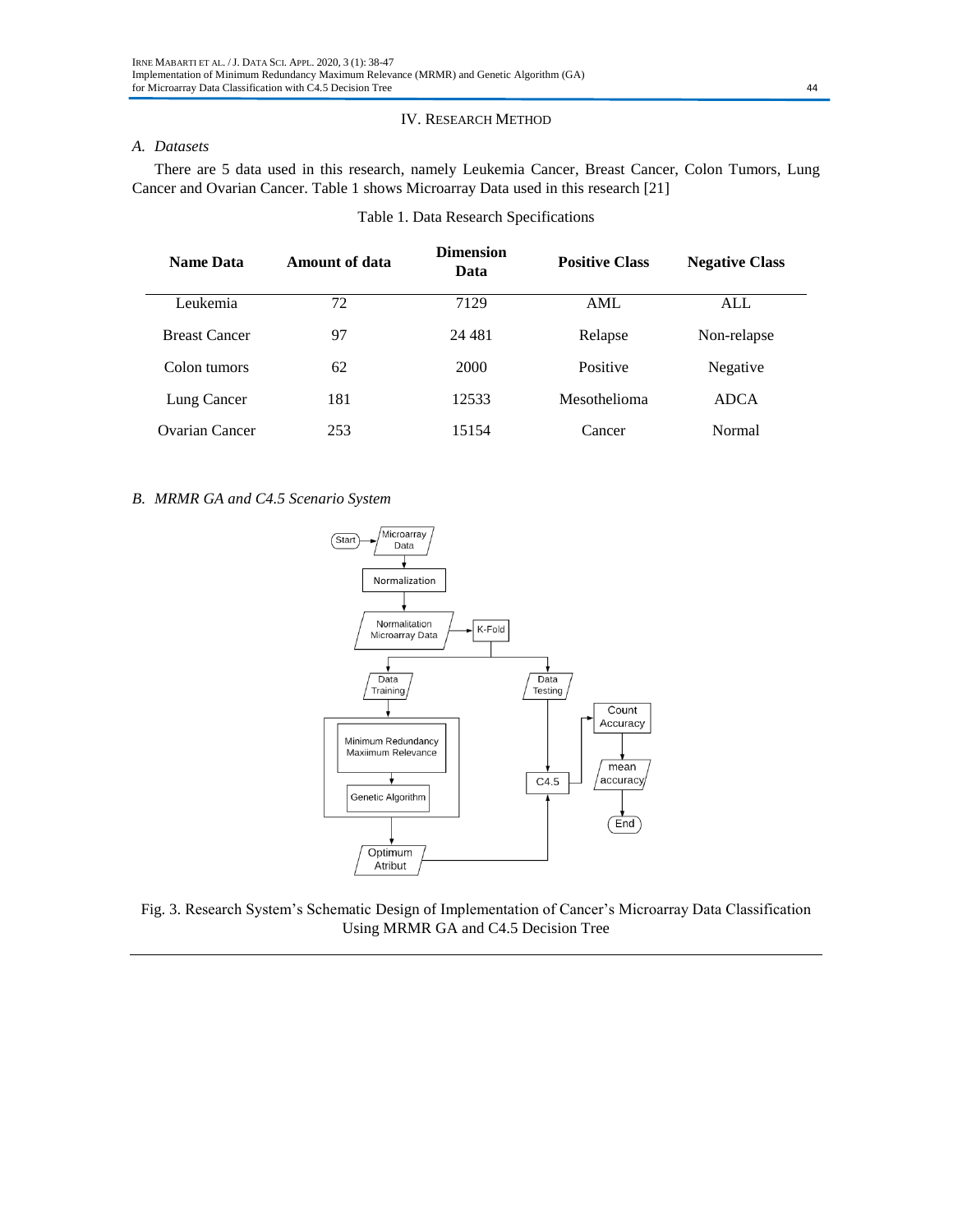## IV. Research Method

### A. Datasets

There are 5 data used in this research, namely Leukemia Cancer, Breast Cancer, Colon Tumors, Lung Cancer and Ovarian Cancer. Table 1 shows Microarray Data used in this research [21]

Table 1. Data Research Specifications

| Name Data | Amount of data | Dimension Data | Positive Class | Negative Class |
|---|---|---|---|---|
| Leukemia | 72 | 7129 | AML | ALL |
| Breast Cancer | 97 | 24 481 | Relapse | Non-relapse |
| Colon tumors | 62 | 2000 | Positive | Negative |
| Lung Cancer | 181 | 12533 | Mesothelioma | ADCA |
| Ovarian Cancer | 253 | 15154 | Cancer | Normal |

### B. MRMR GA and C4.5 Scenario System

Fig. 3. Research System's Schematic Design of Implementation of Cancer's Microarray Data Classification Using MRMR GA and C4.5 Decision Tree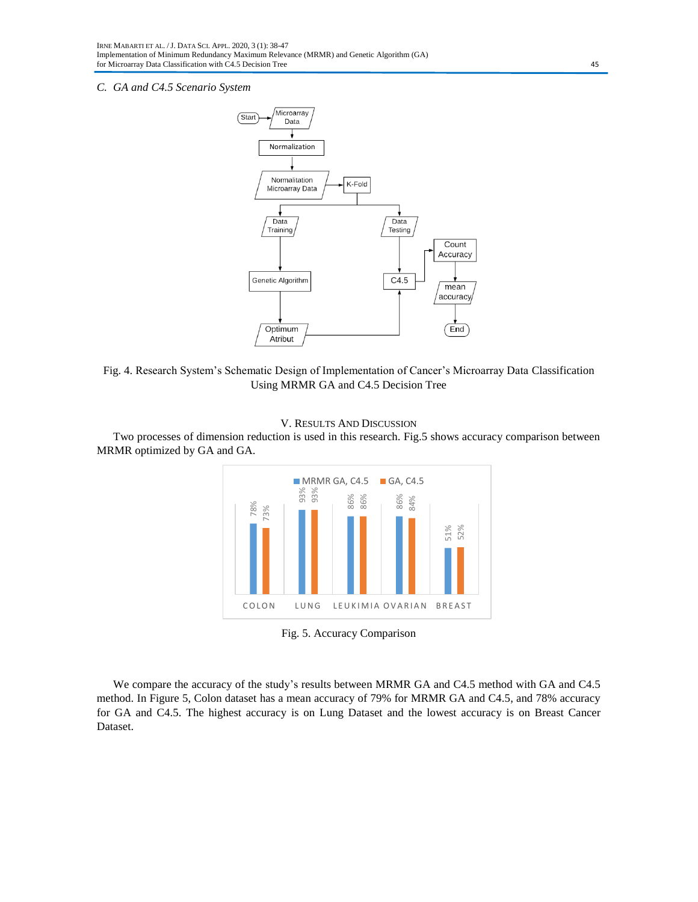### C. GA and C4.5 Scenario System

Fig. 4. Research System's Schematic Design of Implementation of Cancer's Microarray Data Classification Using MRMR GA and C4.5 Decision Tree

## V. RESULTS AND DISCUSSION

Two processes of dimension reduction is used in this research. Fig.5 shows accuracy comparison between MRMR optimized by GA and GA.

Fig. 5. Accuracy Comparison

We compare the accuracy of the study's results between MRMR GA and C4.5 method with GA and C4.5 method. In Figure 5, Colon dataset has a mean accuracy of 79% for MRMR GA and C4.5, and 78% accuracy for GA and C4.5. The highest accuracy is on Lung Dataset and the lowest accuracy is on Breast Cancer Dataset.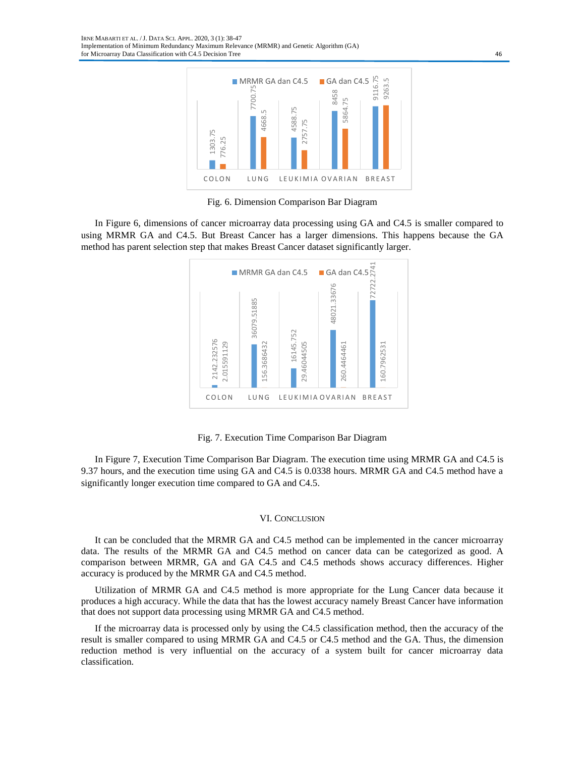Fig. 6. Dimension Comparison Bar Diagram

In Figure 6, dimensions of cancer microarray data processing using GA and C4.5 is smaller compared to using MRMR GA and C4.5. But Breast Cancer has a larger dimensions. This happens because the GA method has parent selection step that makes Breast Cancer dataset significantly larger.

Fig. 7. Execution Time Comparison Bar Diagram

In Figure 7, Execution Time Comparison Bar Diagram. The execution time using MRMR GA and C4.5 is 9.37 hours, and the execution time using GA and C4.5 is 0.0338 hours. MRMR GA and C4.5 method have a significantly longer execution time compared to GA and C4.5.

## VI. Conclusion

It can be concluded that the MRMR GA and C4.5 method can be implemented in the cancer microarray data. The results of the MRMR GA and C4.5 method on cancer data can be categorized as good. A comparison between MRMR, GA and GA C4.5 and C4.5 methods shows accuracy differences. Higher accuracy is produced by the MRMR GA and C4.5 method.

Utilization of MRMR GA and C4.5 method is more appropriate for the Lung Cancer data because it produces a high accuracy. While the data that has the lowest accuracy namely Breast Cancer have information that does not support data processing using MRMR GA and C4.5 method.

If the microarray data is processed only by using the C4.5 classification method, then the accuracy of the result is smaller compared to using MRMR GA and C4.5 or C4.5 method and the GA. Thus, the dimension reduction method is very influential on the accuracy of a system built for cancer microarray data classification.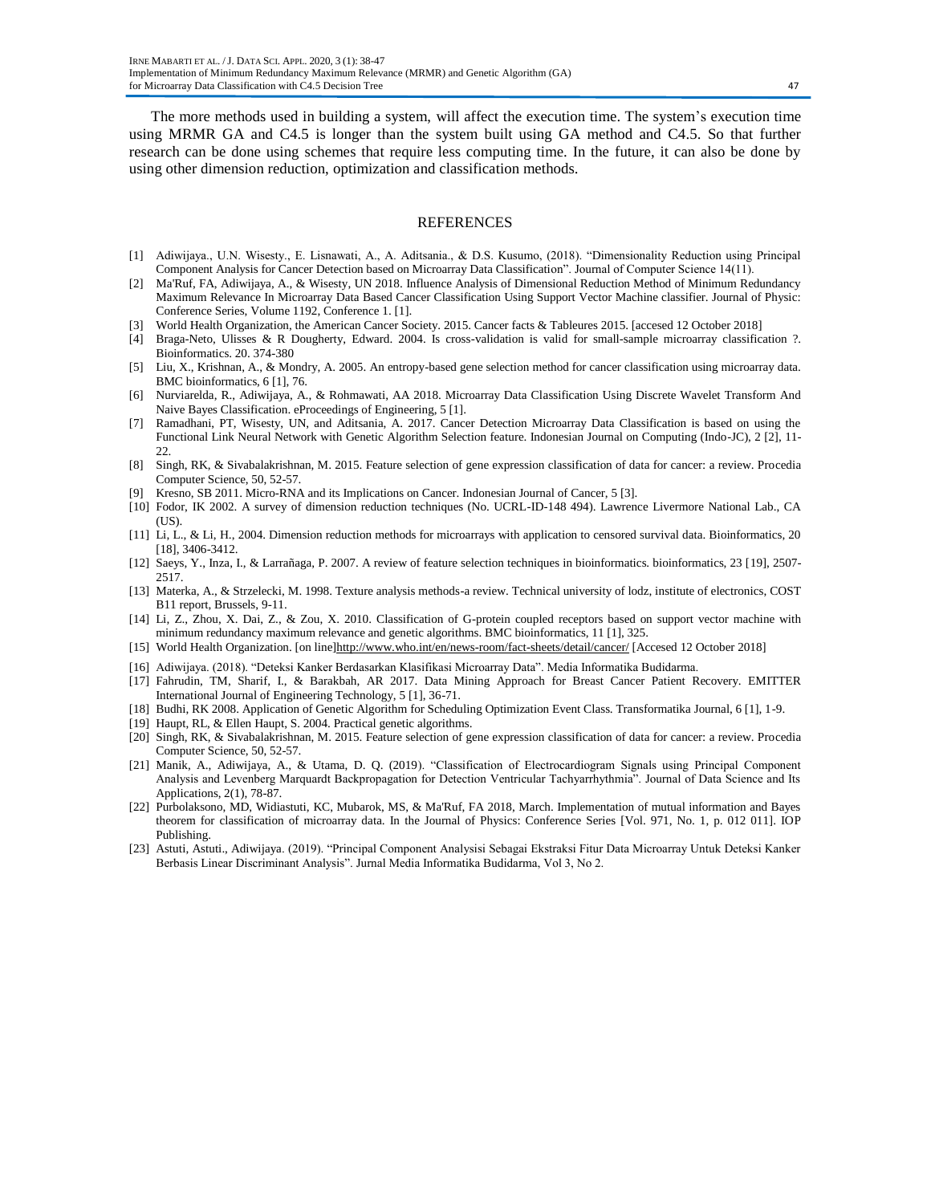The more methods used in building a system, will affect the execution time. The system's execution time using MRMR GA and C4.5 is longer than the system built using GA method and C4.5. So that further research can be done using schemes that require less computing time. In the future, it can also be done by using other dimension reduction, optimization and classification methods.

## REFERENCES

[1] Adiwijaya., U.N. Wisesty., E. Lisnawati, A., A. Aditsania., & D.S. Kusumo, (2018). "Dimensionality Reduction using Principal Component Analysis for Cancer Detection based on Microarray Data Classification". Journal of Computer Science 14(11).

[2] Ma'Ruf, FA, Adiwijaya, A., & Wisesty, UN 2018. Influence Analysis of Dimensional Reduction Method of Minimum Redundancy Maximum Relevance In Microarray Data Based Cancer Classification Using Support Vector Machine classifier. Journal of Physic: Conference Series, Volume 1192, Conference 1. [1].

[3] World Health Organization, the American Cancer Society. 2015. Cancer facts & Tableures 2015. [accesed 12 October 2018]

[4] Braga-Neto, Ulisses & R Dougherty, Edward. 2004. Is cross-validation is valid for small-sample microarray classification ?. Bioinformatics. 20. 374-380

[5] Liu, X., Krishnan, A., & Mondry, A. 2005. An entropy-based gene selection method for cancer classification using microarray data. BMC bioinformatics, 6 [1], 76.

[6] Nurviarelda, R., Adiwijaya, A., & Rohmawati, AA 2018. Microarray Data Classification Using Discrete Wavelet Transform And Naive Bayes Classification. eProceedings of Engineering, 5 [1].

[7] Ramadhani, PT, Wisesty, UN, and Aditsania, A. 2017. Cancer Detection Microarray Data Classification is based on using the Functional Link Neural Network with Genetic Algorithm Selection feature. Indonesian Journal on Computing (Indo-JC), 2 [2], 11-22.

[8] Singh, RK, & Sivabalakrishnan, M. 2015. Feature selection of gene expression classification of data for cancer: a review. Procedia Computer Science, 50, 52-57.

[9] Kresno, SB 2011. Micro-RNA and its Implications on Cancer. Indonesian Journal of Cancer, 5 [3].

[10] Fodor, IK 2002. A survey of dimension reduction techniques (No. UCRL-ID-148 494). Lawrence Livermore National Lab., CA (US).

[11] Li, L., & Li, H., 2004. Dimension reduction methods for microarrays with application to censored survival data. Bioinformatics, 20 [18], 3406-3412.

[12] Saeys, Y., Inza, I., & Larrañaga, P. 2007. A review of feature selection techniques in bioinformatics. bioinformatics, 23 [19], 2507-2517.

[13] Materka, A., & Strzelecki, M. 1998. Texture analysis methods-a review. Technical university of lodz, institute of electronics, COST B11 report, Brussels, 9-11.

[14] Li, Z., Zhou, X. Dai, Z., & Zou, X. 2010. Classification of G-protein coupled receptors based on support vector machine with minimum redundancy maximum relevance and genetic algorithms. BMC bioinformatics, 11 [1], 325.

[15] World Health Organization. [on line]http://www.who.int/en/news-room/fact-sheets/detail/cancer/ [Accesed 12 October 2018]

[16] Adiwijaya. (2018). "Deteksi Kanker Berdasarkan Klasifikasi Microarray Data". Media Informatika Budidarma.

[17] Fahrudin, TM, Sharif, I., & Barakbah, AR 2017. Data Mining Approach for Breast Cancer Patient Recovery. EMITTER International Journal of Engineering Technology, 5 [1], 36-71.

[18] Budhi, RK 2008. Application of Genetic Algorithm for Scheduling Optimization Event Class. Transformatika Journal, 6 [1], 1-9.

[19] Haupt, RL, & Ellen Haupt, S. 2004. Practical genetic algorithms.

[20] Singh, RK, & Sivabalakrishnan, M. 2015. Feature selection of gene expression classification of data for cancer: a review. Procedia Computer Science, 50, 52-57.

[21] Manik, A., Adiwijaya, A., & Utama, D. Q. (2019). "Classification of Electrocardiogram Signals using Principal Component Analysis and Levenberg Marquardt Backpropagation for Detection Ventricular Tachyarrhythmia". Journal of Data Science and Its Applications, 2(1), 78-87.

[22] Purbolaksono, MD, Widiastuti, KC, Mubarok, MS, & Ma'Ruf, FA 2018, March. Implementation of mutual information and Bayes theorem for classification of microarray data. In the Journal of Physics: Conference Series [Vol. 971, No. 1, p. 012 011]. IOP Publishing.

[23] Astuti, Astuti., Adiwijaya. (2019). "Principal Component Analysisi Sebagai Ekstraksi Fitur Data Microarray Untuk Deteksi Kanker Berbasis Linear Discriminant Analysis". Jurnal Media Informatika Budidarma, Vol 3, No 2.